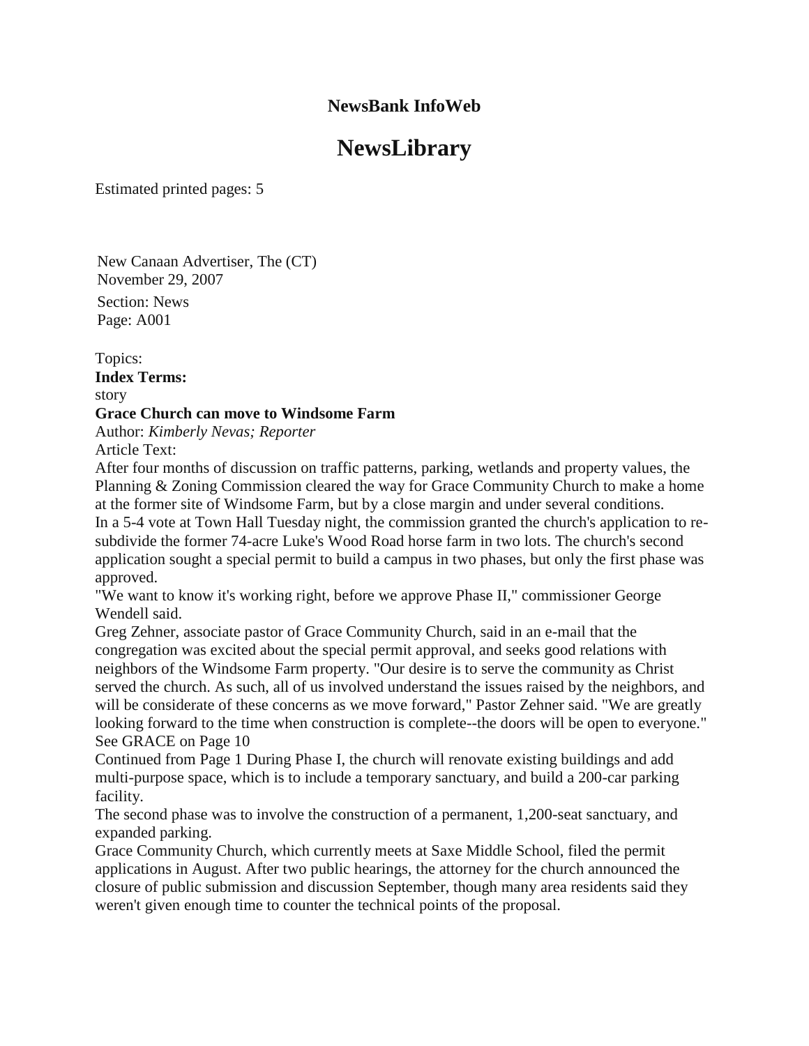**NewsBank InfoWeb**

# NewsLibrary

Estimated printed pages: 5

New Canaan Advertiser, The (CT)
November 29, 2007

Section: News
Page: A001

Topics:
**Index Terms:**
story

**Grace Church can move to Windsome Farm**

Author: *Kimberly Nevas; Reporter*

Article Text:

After four months of discussion on traffic patterns, parking, wetlands and property values, the Planning & Zoning Commission cleared the way for Grace Community Church to make a home at the former site of Windsome Farm, but by a close margin and under several conditions.

In a 5-4 vote at Town Hall Tuesday night, the commission granted the church's application to re-subdivide the former 74-acre Luke's Wood Road horse farm in two lots. The church's second application sought a special permit to build a campus in two phases, but only the first phase was approved.

"We want to know it's working right, before we approve Phase II," commissioner George Wendell said.

Greg Zehner, associate pastor of Grace Community Church, said in an e-mail that the congregation was excited about the special permit approval, and seeks good relations with neighbors of the Windsome Farm property. "Our desire is to serve the community as Christ served the church. As such, all of us involved understand the issues raised by the neighbors, and will be considerate of these concerns as we move forward," Pastor Zehner said. "We are greatly looking forward to the time when construction is complete--the doors will be open to everyone."

See GRACE on Page 10

Continued from Page 1 During Phase I, the church will renovate existing buildings and add multi-purpose space, which is to include a temporary sanctuary, and build a 200-car parking facility.

The second phase was to involve the construction of a permanent, 1,200-seat sanctuary, and expanded parking.

Grace Community Church, which currently meets at Saxe Middle School, filed the permit applications in August. After two public hearings, the attorney for the church announced the closure of public submission and discussion September, though many area residents said they weren't given enough time to counter the technical points of the proposal.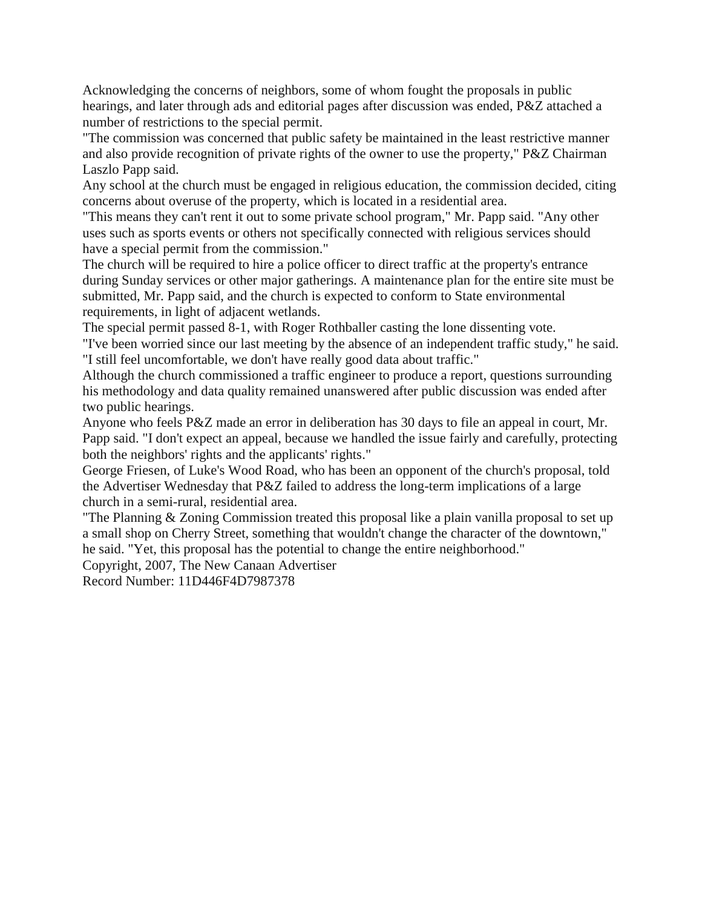Acknowledging the concerns of neighbors, some of whom fought the proposals in public hearings, and later through ads and editorial pages after discussion was ended, P&Z attached a number of restrictions to the special permit.

"The commission was concerned that public safety be maintained in the least restrictive manner and also provide recognition of private rights of the owner to use the property," P&Z Chairman Laszlo Papp said.

Any school at the church must be engaged in religious education, the commission decided, citing concerns about overuse of the property, which is located in a residential area.

"This means they can't rent it out to some private school program," Mr. Papp said. "Any other uses such as sports events or others not specifically connected with religious services should have a special permit from the commission."

The church will be required to hire a police officer to direct traffic at the property's entrance during Sunday services or other major gatherings. A maintenance plan for the entire site must be submitted, Mr. Papp said, and the church is expected to conform to State environmental requirements, in light of adjacent wetlands.

The special permit passed 8-1, with Roger Rothballer casting the lone dissenting vote.

"I've been worried since our last meeting by the absence of an independent traffic study," he said. "I still feel uncomfortable, we don't have really good data about traffic."

Although the church commissioned a traffic engineer to produce a report, questions surrounding his methodology and data quality remained unanswered after public discussion was ended after two public hearings.

Anyone who feels P&Z made an error in deliberation has 30 days to file an appeal in court, Mr. Papp said. "I don't expect an appeal, because we handled the issue fairly and carefully, protecting both the neighbors' rights and the applicants' rights."

George Friesen, of Luke's Wood Road, who has been an opponent of the church's proposal, told the Advertiser Wednesday that P&Z failed to address the long-term implications of a large church in a semi-rural, residential area.

"The Planning & Zoning Commission treated this proposal like a plain vanilla proposal to set up a small shop on Cherry Street, something that wouldn't change the character of the downtown," he said. "Yet, this proposal has the potential to change the entire neighborhood."

Copyright, 2007, The New Canaan Advertiser

Record Number: 11D446F4D7987378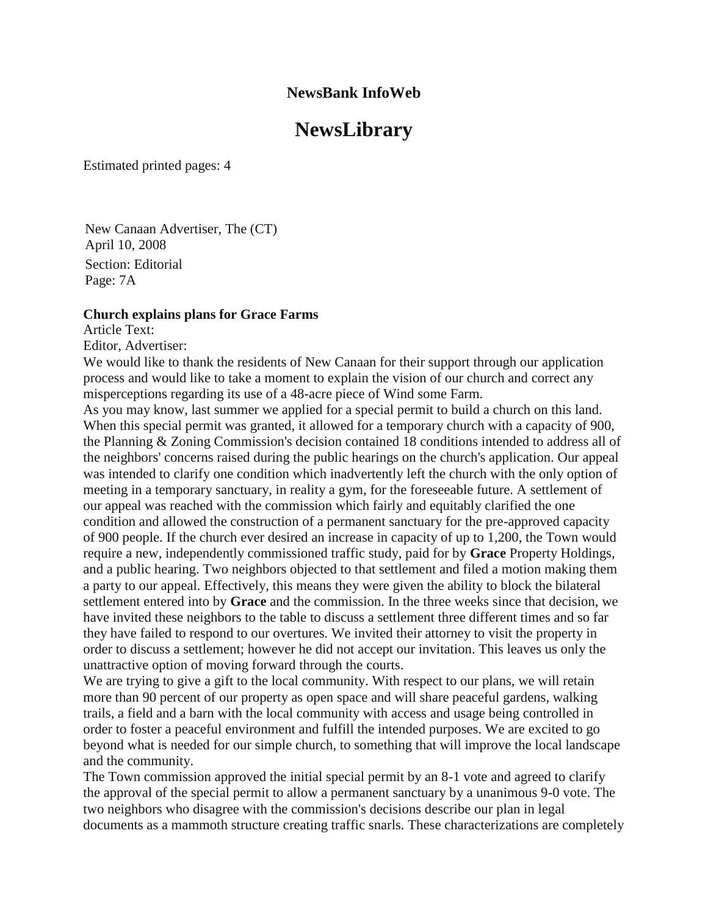**NewsBank InfoWeb**

# NewsLibrary

Estimated printed pages: 4

New Canaan Advertiser, The (CT)
April 10, 2008
Section: Editorial
Page: 7A

**Church explains plans for Grace Farms**

Article Text:

Editor, Advertiser:

We would like to thank the residents of New Canaan for their support through our application process and would like to take a moment to explain the vision of our church and correct any misperceptions regarding its use of a 48-acre piece of Wind some Farm.

As you may know, last summer we applied for a special permit to build a church on this land. When this special permit was granted, it allowed for a temporary church with a capacity of 900, the Planning & Zoning Commission's decision contained 18 conditions intended to address all of the neighbors' concerns raised during the public hearings on the church's application. Our appeal was intended to clarify one condition which inadvertently left the church with the only option of meeting in a temporary sanctuary, in reality a gym, for the foreseeable future. A settlement of our appeal was reached with the commission which fairly and equitably clarified the one condition and allowed the construction of a permanent sanctuary for the pre-approved capacity of 900 people. If the church ever desired an increase in capacity of up to 1,200, the Town would require a new, independently commissioned traffic study, paid for by **Grace** Property Holdings, and a public hearing. Two neighbors objected to that settlement and filed a motion making them a party to our appeal. Effectively, this means they were given the ability to block the bilateral settlement entered into by **Grace** and the commission. In the three weeks since that decision, we have invited these neighbors to the table to discuss a settlement three different times and so far they have failed to respond to our overtures. We invited their attorney to visit the property in order to discuss a settlement; however he did not accept our invitation. This leaves us only the unattractive option of moving forward through the courts.

We are trying to give a gift to the local community. With respect to our plans, we will retain more than 90 percent of our property as open space and will share peaceful gardens, walking trails, a field and a barn with the local community with access and usage being controlled in order to foster a peaceful environment and fulfill the intended purposes. We are excited to go beyond what is needed for our simple church, to something that will improve the local landscape and the community.

The Town commission approved the initial special permit by an 8-1 vote and agreed to clarify the approval of the special permit to allow a permanent sanctuary by a unanimous 9-0 vote. The two neighbors who disagree with the commission's decisions describe our plan in legal documents as a mammoth structure creating traffic snarls. These characterizations are completely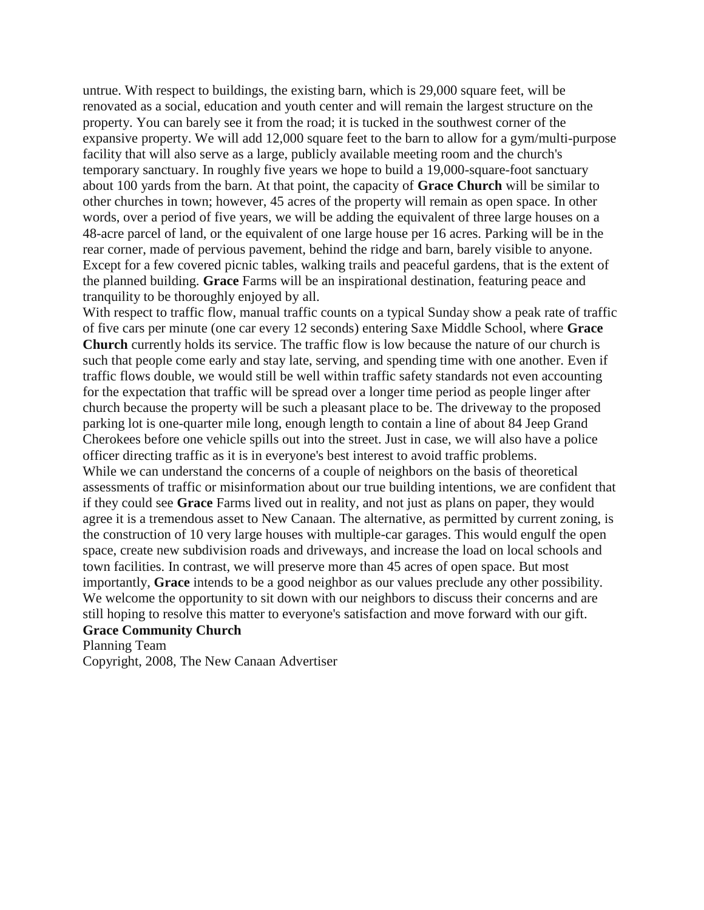untrue. With respect to buildings, the existing barn, which is 29,000 square feet, will be renovated as a social, education and youth center and will remain the largest structure on the property. You can barely see it from the road; it is tucked in the southwest corner of the expansive property. We will add 12,000 square feet to the barn to allow for a gym/multi-purpose facility that will also serve as a large, publicly available meeting room and the church's temporary sanctuary. In roughly five years we hope to build a 19,000-square-foot sanctuary about 100 yards from the barn. At that point, the capacity of **Grace Church** will be similar to other churches in town; however, 45 acres of the property will remain as open space. In other words, over a period of five years, we will be adding the equivalent of three large houses on a 48-acre parcel of land, or the equivalent of one large house per 16 acres. Parking will be in the rear corner, made of pervious pavement, behind the ridge and barn, barely visible to anyone. Except for a few covered picnic tables, walking trails and peaceful gardens, that is the extent of the planned building. **Grace** Farms will be an inspirational destination, featuring peace and tranquility to be thoroughly enjoyed by all.

With respect to traffic flow, manual traffic counts on a typical Sunday show a peak rate of traffic of five cars per minute (one car every 12 seconds) entering Saxe Middle School, where **Grace Church** currently holds its service. The traffic flow is low because the nature of our church is such that people come early and stay late, serving, and spending time with one another. Even if traffic flows double, we would still be well within traffic safety standards not even accounting for the expectation that traffic will be spread over a longer time period as people linger after church because the property will be such a pleasant place to be. The driveway to the proposed parking lot is one-quarter mile long, enough length to contain a line of about 84 Jeep Grand Cherokees before one vehicle spills out into the street. Just in case, we will also have a police officer directing traffic as it is in everyone's best interest to avoid traffic problems.

While we can understand the concerns of a couple of neighbors on the basis of theoretical assessments of traffic or misinformation about our true building intentions, we are confident that if they could see **Grace** Farms lived out in reality, and not just as plans on paper, they would agree it is a tremendous asset to New Canaan. The alternative, as permitted by current zoning, is the construction of 10 very large houses with multiple-car garages. This would engulf the open space, create new subdivision roads and driveways, and increase the load on local schools and town facilities. In contrast, we will preserve more than 45 acres of open space. But most importantly, **Grace** intends to be a good neighbor as our values preclude any other possibility. We welcome the opportunity to sit down with our neighbors to discuss their concerns and are still hoping to resolve this matter to everyone's satisfaction and move forward with our gift.

**Grace Community Church**

Planning Team

Copyright, 2008, The New Canaan Advertiser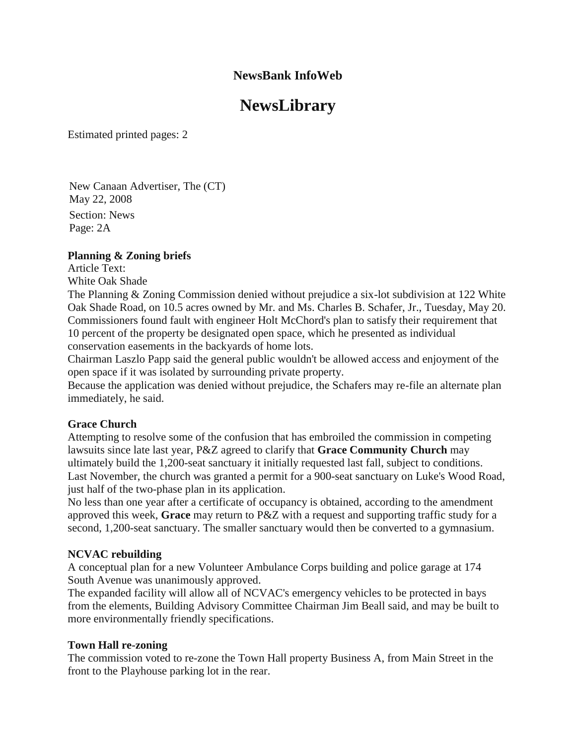**NewsBank InfoWeb**

# NewsLibrary

Estimated printed pages: 2

New Canaan Advertiser, The (CT)
May 22, 2008
Section: News
Page: 2A

**Planning & Zoning briefs**
Article Text:
White Oak Shade
The Planning & Zoning Commission denied without prejudice a six-lot subdivision at 122 White Oak Shade Road, on 10.5 acres owned by Mr. and Ms. Charles B. Schafer, Jr., Tuesday, May 20. Commissioners found fault with engineer Holt McChord's plan to satisfy their requirement that 10 percent of the property be designated open space, which he presented as individual conservation easements in the backyards of home lots.
Chairman Laszlo Papp said the general public wouldn't be allowed access and enjoyment of the open space if it was isolated by surrounding private property.
Because the application was denied without prejudice, the Schafers may re-file an alternate plan immediately, he said.

**Grace Church**
Attempting to resolve some of the confusion that has embroiled the commission in competing lawsuits since late last year, P&Z agreed to clarify that **Grace Community Church** may ultimately build the 1,200-seat sanctuary it initially requested last fall, subject to conditions.
Last November, the church was granted a permit for a 900-seat sanctuary on Luke's Wood Road, just half of the two-phase plan in its application.
No less than one year after a certificate of occupancy is obtained, according to the amendment approved this week, **Grace** may return to P&Z with a request and supporting traffic study for a second, 1,200-seat sanctuary. The smaller sanctuary would then be converted to a gymnasium.

**NCVAC rebuilding**
A conceptual plan for a new Volunteer Ambulance Corps building and police garage at 174 South Avenue was unanimously approved.
The expanded facility will allow all of NCVAC's emergency vehicles to be protected in bays from the elements, Building Advisory Committee Chairman Jim Beall said, and may be built to more environmentally friendly specifications.

**Town Hall re-zoning**
The commission voted to re-zone the Town Hall property Business A, from Main Street in the front to the Playhouse parking lot in the rear.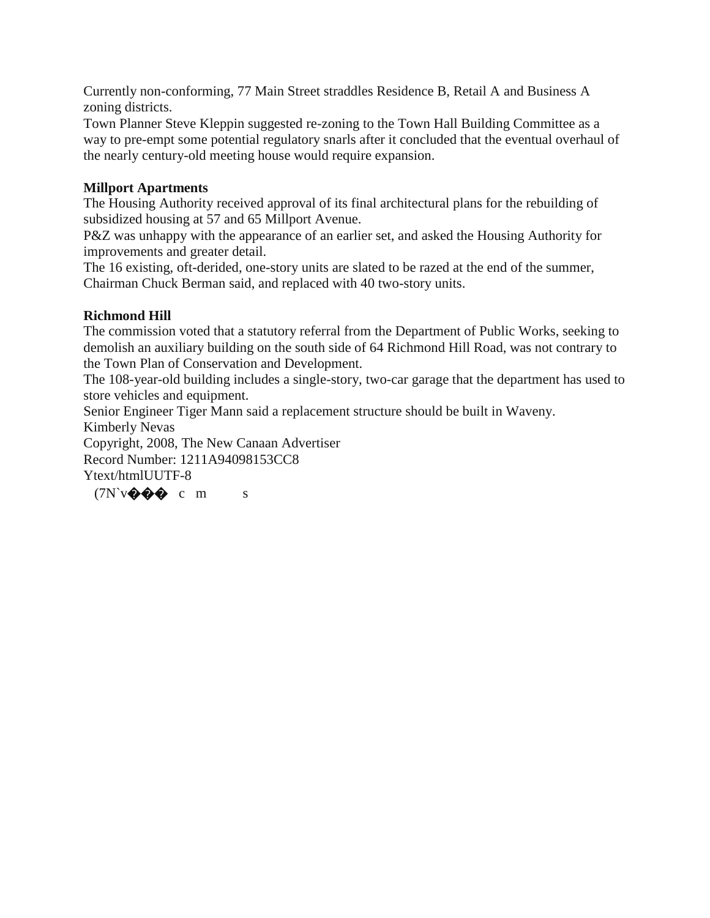Currently non-conforming, 77 Main Street straddles Residence B, Retail A and Business A zoning districts.

Town Planner Steve Kleppin suggested re-zoning to the Town Hall Building Committee as a way to pre-empt some potential regulatory snarls after it concluded that the eventual overhaul of the nearly century-old meeting house would require expansion.

**Millport Apartments**

The Housing Authority received approval of its final architectural plans for the rebuilding of subsidized housing at 57 and 65 Millport Avenue.

P&Z was unhappy with the appearance of an earlier set, and asked the Housing Authority for improvements and greater detail.

The 16 existing, oft-derided, one-story units are slated to be razed at the end of the summer, Chairman Chuck Berman said, and replaced with 40 two-story units.

**Richmond Hill**

The commission voted that a statutory referral from the Department of Public Works, seeking to demolish an auxiliary building on the south side of 64 Richmond Hill Road, was not contrary to the Town Plan of Conservation and Development.

The 108-year-old building includes a single-story, two-car garage that the department has used to store vehicles and equipment.

Senior Engineer Tiger Mann said a replacement structure should be built in Waveny.

Kimberly Nevas

Copyright, 2008, The New Canaan Advertiser

Record Number: 1211A94098153CC8

Ytext/htmlUUTF-8

(7N`v��� c m s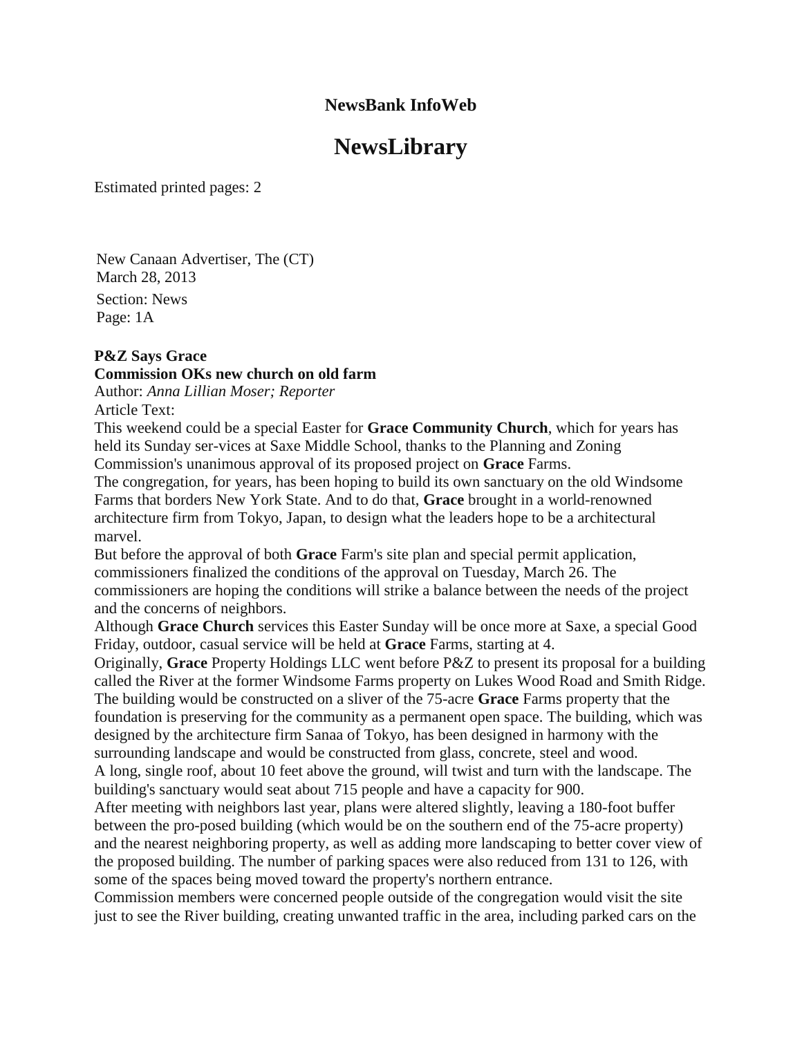**NewsBank InfoWeb**

# NewsLibrary

Estimated printed pages: 2

New Canaan Advertiser, The (CT)
March 28, 2013
Section: News
Page: 1A

**P&Z Says Grace**
**Commission OKs new church on old farm**
Author: *Anna Lillian Moser; Reporter*
Article Text:

This weekend could be a special Easter for **Grace Community Church**, which for years has held its Sunday ser-vices at Saxe Middle School, thanks to the Planning and Zoning Commission's unanimous approval of its proposed project on **Grace** Farms.

The congregation, for years, has been hoping to build its own sanctuary on the old Windsome Farms that borders New York State. And to do that, **Grace** brought in a world-renowned architecture firm from Tokyo, Japan, to design what the leaders hope to be a architectural marvel.

But before the approval of both **Grace** Farm's site plan and special permit application, commissioners finalized the conditions of the approval on Tuesday, March 26. The commissioners are hoping the conditions will strike a balance between the needs of the project and the concerns of neighbors.

Although **Grace Church** services this Easter Sunday will be once more at Saxe, a special Good Friday, outdoor, casual service will be held at **Grace** Farms, starting at 4.

Originally, **Grace** Property Holdings LLC went before P&Z to present its proposal for a building called the River at the former Windsome Farms property on Lukes Wood Road and Smith Ridge. The building would be constructed on a sliver of the 75-acre **Grace** Farms property that the foundation is preserving for the community as a permanent open space. The building, which was designed by the architecture firm Sanaa of Tokyo, has been designed in harmony with the surrounding landscape and would be constructed from glass, concrete, steel and wood.

A long, single roof, about 10 feet above the ground, will twist and turn with the landscape. The building's sanctuary would seat about 715 people and have a capacity for 900.

After meeting with neighbors last year, plans were altered slightly, leaving a 180-foot buffer between the pro-posed building (which would be on the southern end of the 75-acre property) and the nearest neighboring property, as well as adding more landscaping to better cover view of the proposed building. The number of parking spaces were also reduced from 131 to 126, with some of the spaces being moved toward the property's northern entrance.

Commission members were concerned people outside of the congregation would visit the site just to see the River building, creating unwanted traffic in the area, including parked cars on the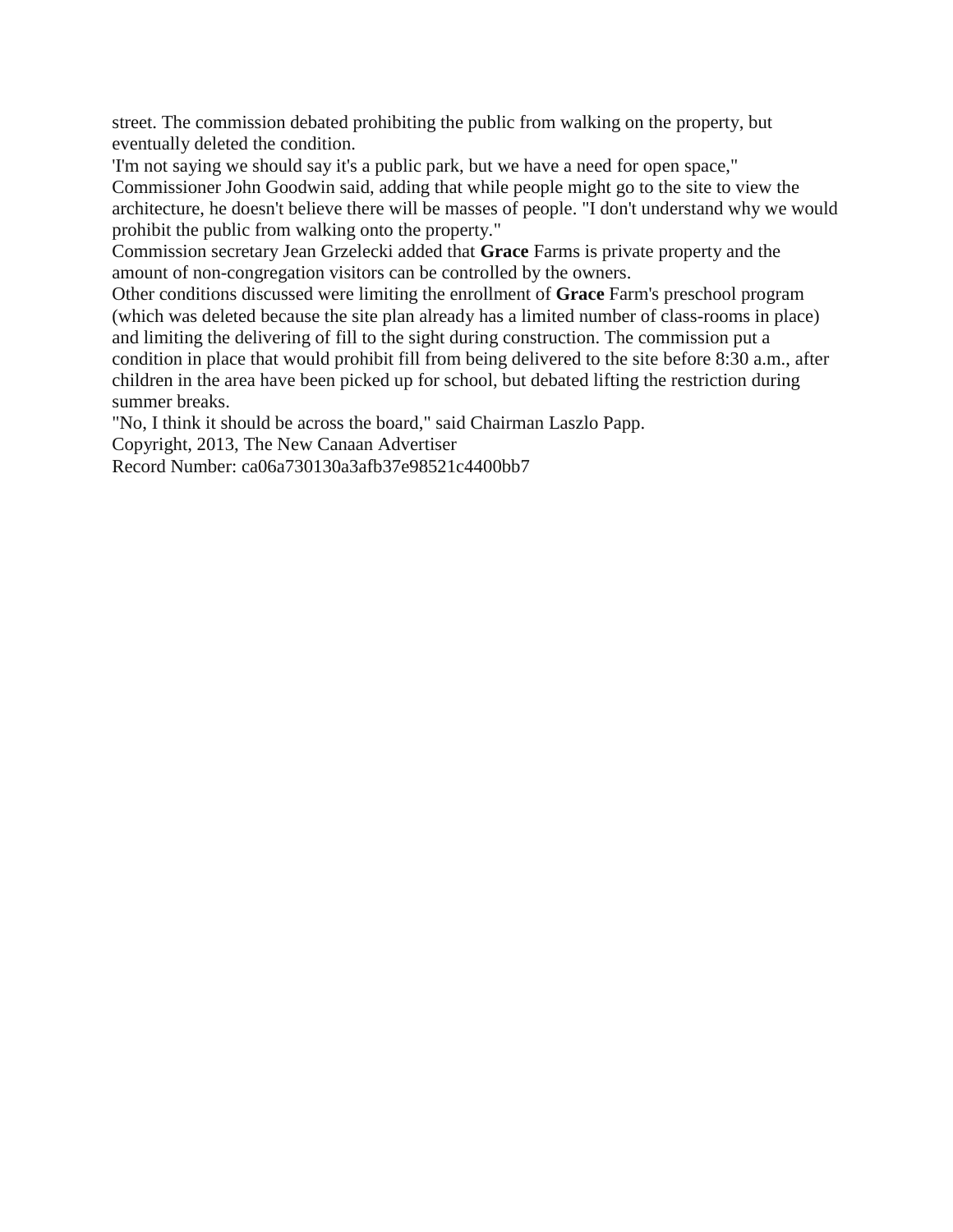street. The commission debated prohibiting the public from walking on the property, but eventually deleted the condition.

'I'm not saying we should say it's a public park, but we have a need for open space," Commissioner John Goodwin said, adding that while people might go to the site to view the architecture, he doesn't believe there will be masses of people. "I don't understand why we would prohibit the public from walking onto the property."

Commission secretary Jean Grzelecki added that **Grace** Farms is private property and the amount of non-congregation visitors can be controlled by the owners.

Other conditions discussed were limiting the enrollment of **Grace** Farm's preschool program (which was deleted because the site plan already has a limited number of class-rooms in place) and limiting the delivering of fill to the sight during construction. The commission put a condition in place that would prohibit fill from being delivered to the site before 8:30 a.m., after children in the area have been picked up for school, but debated lifting the restriction during summer breaks.

"No, I think it should be across the board," said Chairman Laszlo Papp.

Copyright, 2013, The New Canaan Advertiser

Record Number: ca06a730130a3afb37e98521c4400bb7